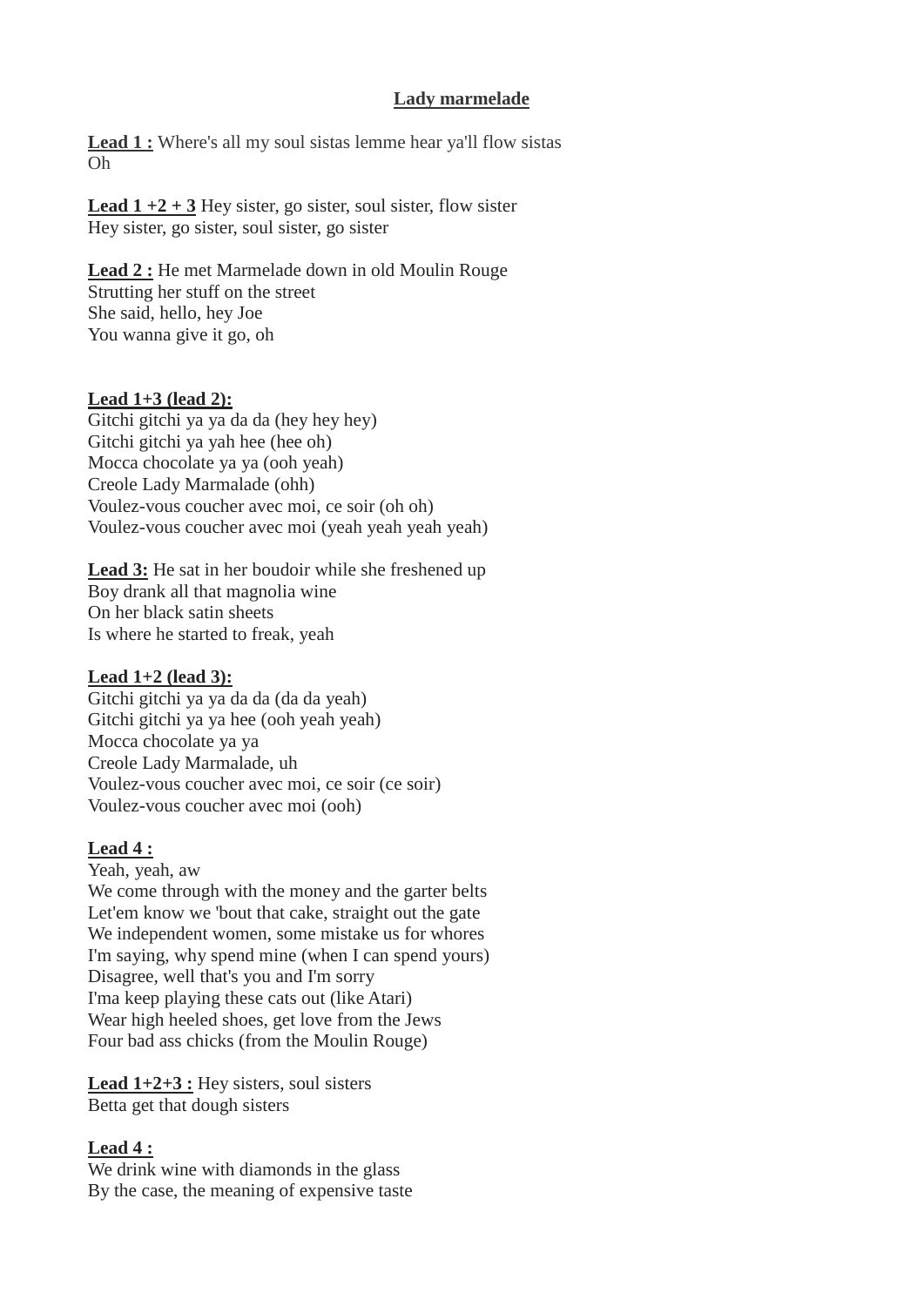# Lady marmelade

**Lead 1 :** Where's all my soul sistas lemme hear ya'll flow sistas
Oh

**Lead 1 +2 + 3** Hey sister, go sister, soul sister, flow sister
Hey sister, go sister, soul sister, go sister

**Lead 2 :** He met Marmelade down in old Moulin Rouge
Strutting her stuff on the street
She said, hello, hey Joe
You wanna give it go, oh

**Lead 1+3 (lead 2):**
Gitchi gitchi ya ya da da (hey hey hey)
Gitchi gitchi ya yah hee (hee oh)
Mocca chocolate ya ya (ooh yeah)
Creole Lady Marmalade (ohh)
Voulez-vous coucher avec moi, ce soir (oh oh)
Voulez-vous coucher avec moi (yeah yeah yeah yeah)

**Lead 3:** He sat in her boudoir while she freshened up
Boy drank all that magnolia wine
On her black satin sheets
Is where he started to freak, yeah

**Lead 1+2 (lead 3):**
Gitchi gitchi ya ya da da (da da yeah)
Gitchi gitchi ya ya hee (ooh yeah yeah)
Mocca chocolate ya ya
Creole Lady Marmalade, uh
Voulez-vous coucher avec moi, ce soir (ce soir)
Voulez-vous coucher avec moi (ooh)

**Lead 4 :**
Yeah, yeah, aw
We come through with the money and the garter belts
Let'em know we 'bout that cake, straight out the gate
We independent women, some mistake us for whores
I'm saying, why spend mine (when I can spend yours)
Disagree, well that's you and I'm sorry
I'ma keep playing these cats out (like Atari)
Wear high heeled shoes, get love from the Jews
Four bad ass chicks (from the Moulin Rouge)

**Lead 1+2+3 :** Hey sisters, soul sisters
Betta get that dough sisters

**Lead 4 :**
We drink wine with diamonds in the glass
By the case, the meaning of expensive taste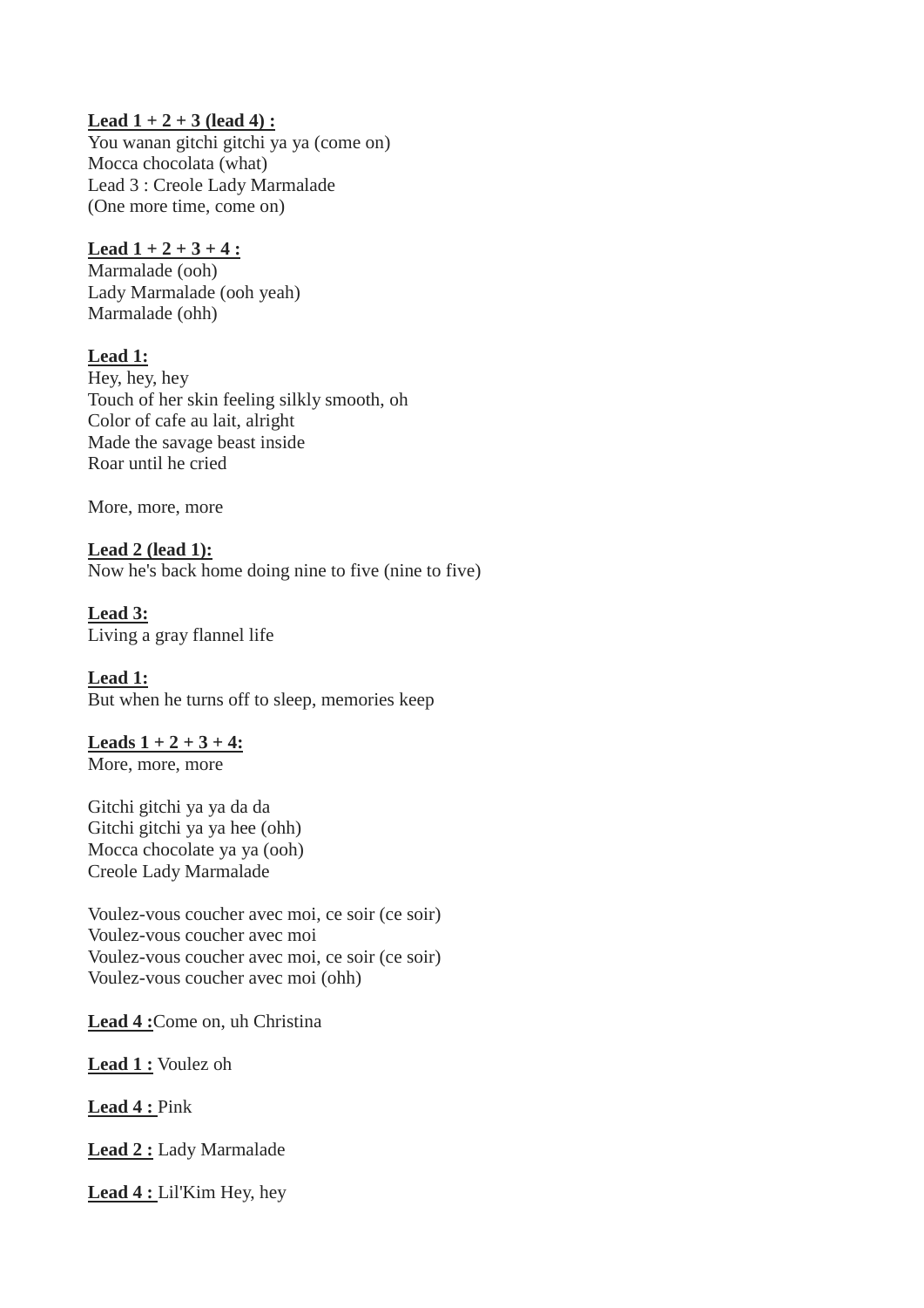**Lead 1 + 2 + 3 (lead 4) :**
You wanan gitchi gitchi ya ya (come on)
Mocca chocolata (what)
Lead 3 : Creole Lady Marmalade
(One more time, come on)

**Lead 1 + 2 + 3 + 4 :**
Marmalade (ooh)
Lady Marmalade (ooh yeah)
Marmalade (ohh)

**Lead 1:**
Hey, hey, hey
Touch of her skin feeling silkly smooth, oh
Color of cafe au lait, alright
Made the savage beast inside
Roar until he cried

More, more, more

**Lead 2 (lead 1):**
Now he's back home doing nine to five (nine to five)

**Lead 3:**
Living a gray flannel life

**Lead 1:**
But when he turns off to sleep, memories keep

**Leads 1 + 2 + 3 + 4:**
More, more, more

Gitchi gitchi ya ya da da
Gitchi gitchi ya ya hee (ohh)
Mocca chocolate ya ya (ooh)
Creole Lady Marmalade

Voulez-vous coucher avec moi, ce soir (ce soir)
Voulez-vous coucher avec moi
Voulez-vous coucher avec moi, ce soir (ce soir)
Voulez-vous coucher avec moi (ohh)

**Lead 4 :**Come on, uh Christina

**Lead 1 :** Voulez oh

**Lead 4 :** Pink

**Lead 2 :** Lady Marmalade

**Lead 4 :** Lil'Kim Hey, hey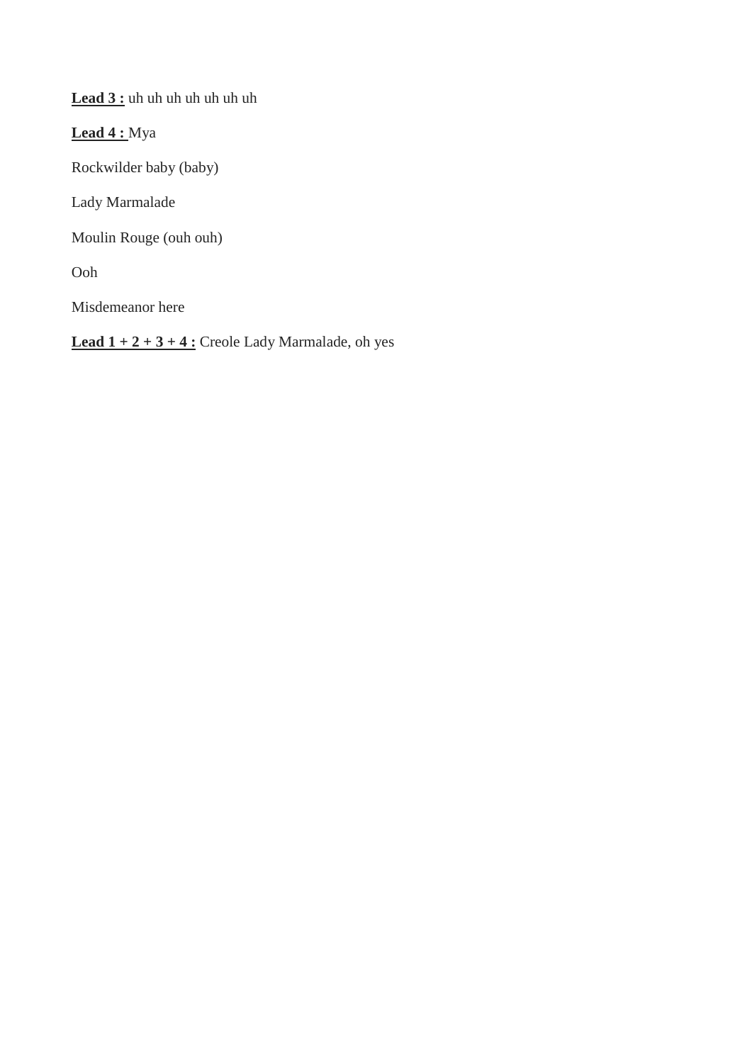**Lead 3 :** uh uh uh uh uh uh uh

**Lead 4 :** Mya

Rockwilder baby (baby)

Lady Marmalade

Moulin Rouge (ouh ouh)

Ooh

Misdemeanor here

**Lead 1 + 2 + 3 + 4 :** Creole Lady Marmalade, oh yes